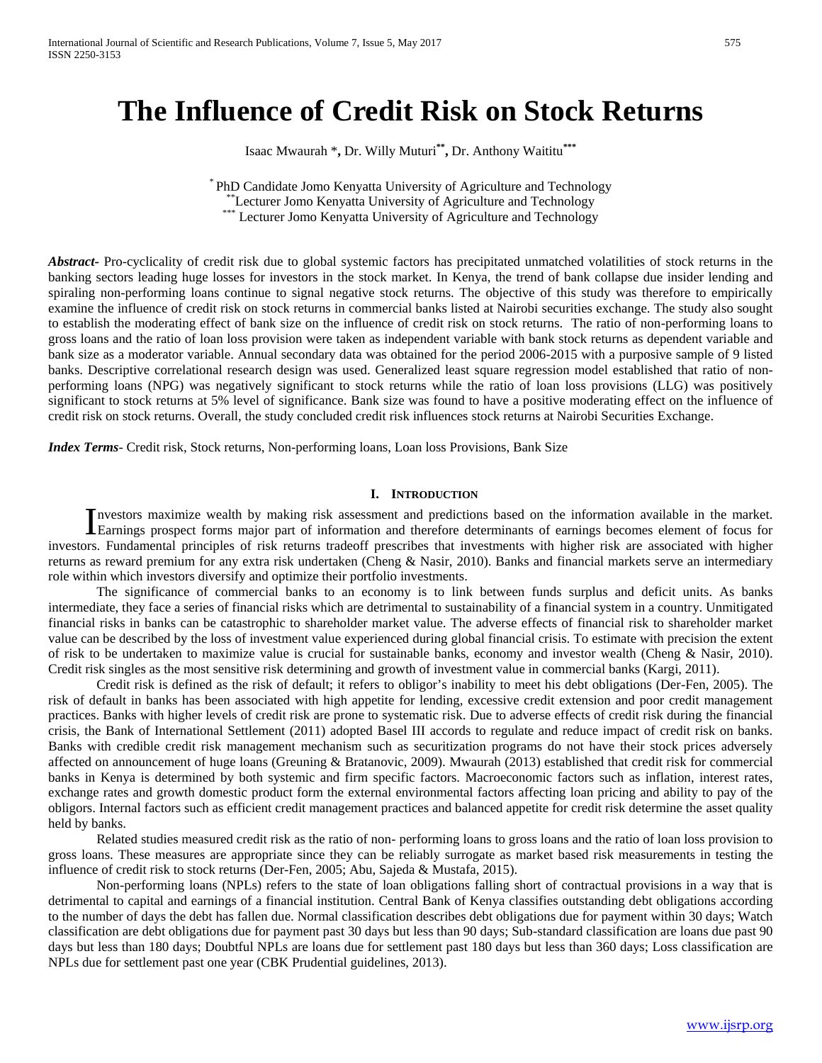# The Influence of Credit Risk on Stock Returns

Isaac Mwaurah [*], Dr. Willy Muturi[**], Dr. Anthony Waititu[***]

[*] PhD Candidate Jomo Kenyatta University of Agriculture and Technology
[**] Lecturer Jomo Kenyatta University of Agriculture and Technology
[***] Lecturer Jomo Kenyatta University of Agriculture and Technology

***Abstract***- Pro-cyclicality of credit risk due to global systemic factors has precipitated unmatched volatilities of stock returns in the banking sectors leading huge losses for investors in the stock market. In Kenya, the trend of bank collapse due insider lending and spiraling non-performing loans continue to signal negative stock returns. The objective of this study was therefore to empirically examine the influence of credit risk on stock returns in commercial banks listed at Nairobi securities exchange. The study also sought to establish the moderating effect of bank size on the influence of credit risk on stock returns. The ratio of non-performing loans to gross loans and the ratio of loan loss provision were taken as independent variable with bank stock returns as dependent variable and bank size as a moderator variable. Annual secondary data was obtained for the period 2006-2015 with a purposive sample of 9 listed banks. Descriptive correlational research design was used. Generalized least square regression model established that ratio of non-performing loans (NPG) was negatively significant to stock returns while the ratio of loan loss provisions (LLG) was positively significant to stock returns at 5% level of significance. Bank size was found to have a positive moderating effect on the influence of credit risk on stock returns. Overall, the study concluded credit risk influences stock returns at Nairobi Securities Exchange.

***Index Terms***- Credit risk, Stock returns, Non-performing loans, Loan loss Provisions, Bank Size

## I. Introduction

Investors maximize wealth by making risk assessment and predictions based on the information available in the market. Earnings prospect forms major part of information and therefore determinants of earnings becomes element of focus for investors. Fundamental principles of risk returns tradeoff prescribes that investments with higher risk are associated with higher returns as reward premium for any extra risk undertaken (Cheng & Nasir, 2010). Banks and financial markets serve an intermediary role within which investors diversify and optimize their portfolio investments.

The significance of commercial banks to an economy is to link between funds surplus and deficit units. As banks intermediate, they face a series of financial risks which are detrimental to sustainability of a financial system in a country. Unmitigated financial risks in banks can be catastrophic to shareholder market value. The adverse effects of financial risk to shareholder market value can be described by the loss of investment value experienced during global financial crisis. To estimate with precision the extent of risk to be undertaken to maximize value is crucial for sustainable banks, economy and investor wealth (Cheng & Nasir, 2010). Credit risk singles as the most sensitive risk determining and growth of investment value in commercial banks (Kargi, 2011).

Credit risk is defined as the risk of default; it refers to obligor's inability to meet his debt obligations (Der-Fen, 2005). The risk of default in banks has been associated with high appetite for lending, excessive credit extension and poor credit management practices. Banks with higher levels of credit risk are prone to systematic risk. Due to adverse effects of credit risk during the financial crisis, the Bank of International Settlement (2011) adopted Basel III accords to regulate and reduce impact of credit risk on banks. Banks with credible credit risk management mechanism such as securitization programs do not have their stock prices adversely affected on announcement of huge loans (Greuning & Bratanovic, 2009). Mwaurah (2013) established that credit risk for commercial banks in Kenya is determined by both systemic and firm specific factors. Macroeconomic factors such as inflation, interest rates, exchange rates and growth domestic product form the external environmental factors affecting loan pricing and ability to pay of the obligors. Internal factors such as efficient credit management practices and balanced appetite for credit risk determine the asset quality held by banks.

Related studies measured credit risk as the ratio of non- performing loans to gross loans and the ratio of loan loss provision to gross loans. These measures are appropriate since they can be reliably surrogate as market based risk measurements in testing the influence of credit risk to stock returns (Der-Fen, 2005; Abu, Sajeda & Mustafa, 2015).

Non-performing loans (NPLs) refers to the state of loan obligations falling short of contractual provisions in a way that is detrimental to capital and earnings of a financial institution. Central Bank of Kenya classifies outstanding debt obligations according to the number of days the debt has fallen due. Normal classification describes debt obligations due for payment within 30 days; Watch classification are debt obligations due for payment past 30 days but less than 90 days; Sub-standard classification are loans due past 90 days but less than 180 days; Doubtful NPLs are loans due for settlement past 180 days but less than 360 days; Loss classification are NPLs due for settlement past one year (CBK Prudential guidelines, 2013).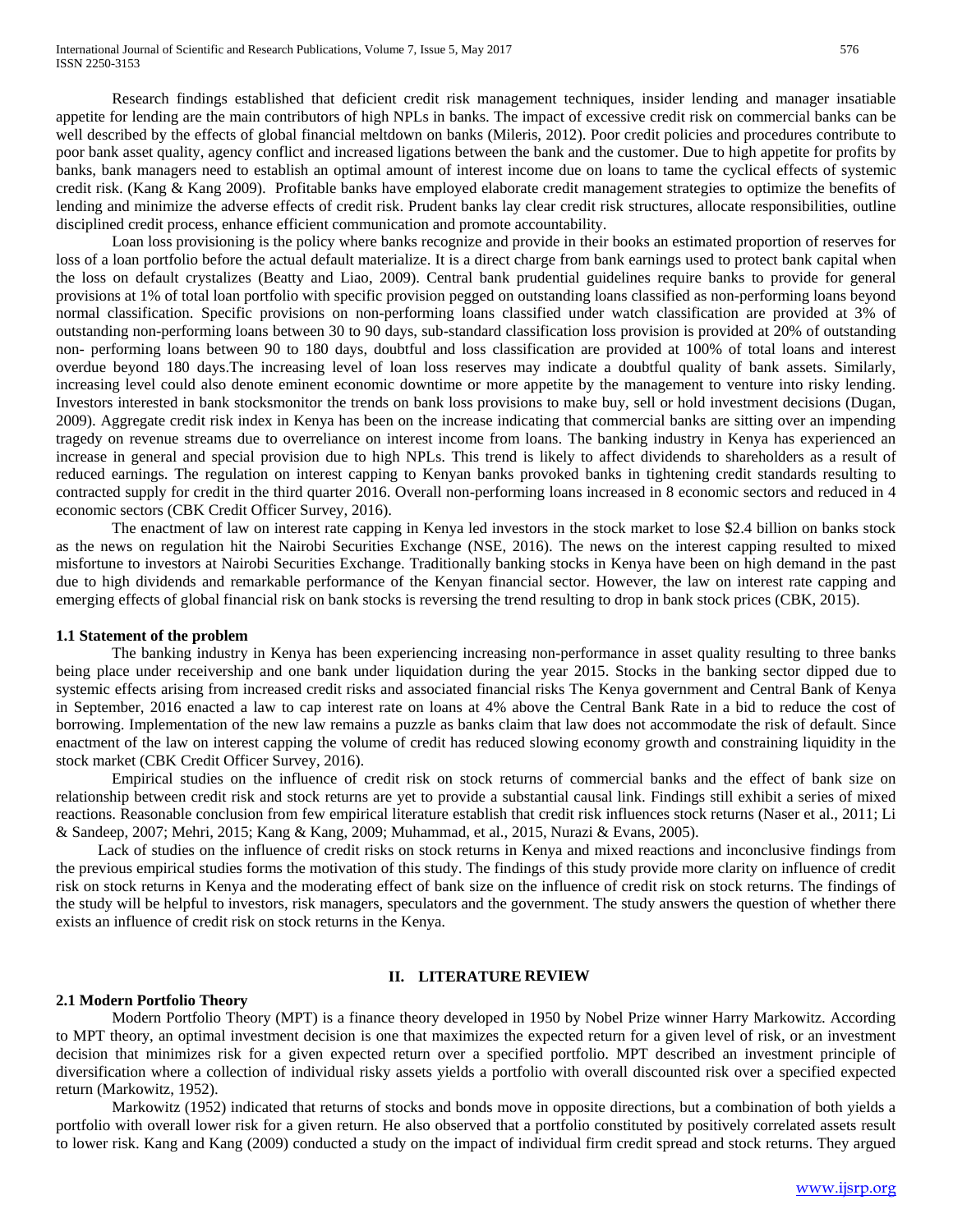Research findings established that deficient credit risk management techniques, insider lending and manager insatiable appetite for lending are the main contributors of high NPLs in banks. The impact of excessive credit risk on commercial banks can be well described by the effects of global financial meltdown on banks (Mileris, 2012). Poor credit policies and procedures contribute to poor bank asset quality, agency conflict and increased ligations between the bank and the customer. Due to high appetite for profits by banks, bank managers need to establish an optimal amount of interest income due on loans to tame the cyclical effects of systemic credit risk. (Kang & Kang 2009). Profitable banks have employed elaborate credit management strategies to optimize the benefits of lending and minimize the adverse effects of credit risk. Prudent banks lay clear credit risk structures, allocate responsibilities, outline disciplined credit process, enhance efficient communication and promote accountability.

Loan loss provisioning is the policy where banks recognize and provide in their books an estimated proportion of reserves for loss of a loan portfolio before the actual default materialize. It is a direct charge from bank earnings used to protect bank capital when the loss on default crystalizes (Beatty and Liao, 2009). Central bank prudential guidelines require banks to provide for general provisions at 1% of total loan portfolio with specific provision pegged on outstanding loans classified as non-performing loans beyond normal classification. Specific provisions on non-performing loans classified under watch classification are provided at 3% of outstanding non-performing loans between 30 to 90 days, sub-standard classification loss provision is provided at 20% of outstanding non- performing loans between 90 to 180 days, doubtful and loss classification are provided at 100% of total loans and interest overdue beyond 180 days.The increasing level of loan loss reserves may indicate a doubtful quality of bank assets. Similarly, increasing level could also denote eminent economic downtime or more appetite by the management to venture into risky lending. Investors interested in bank stocksmonitor the trends on bank loss provisions to make buy, sell or hold investment decisions (Dugan, 2009). Aggregate credit risk index in Kenya has been on the increase indicating that commercial banks are sitting over an impending tragedy on revenue streams due to overreliance on interest income from loans. The banking industry in Kenya has experienced an increase in general and special provision due to high NPLs. This trend is likely to affect dividends to shareholders as a result of reduced earnings. The regulation on interest capping to Kenyan banks provoked banks in tightening credit standards resulting to contracted supply for credit in the third quarter 2016. Overall non-performing loans increased in 8 economic sectors and reduced in 4 economic sectors (CBK Credit Officer Survey, 2016).

The enactment of law on interest rate capping in Kenya led investors in the stock market to lose \$2.4 billion on banks stock as the news on regulation hit the Nairobi Securities Exchange (NSE, 2016). The news on the interest capping resulted to mixed misfortune to investors at Nairobi Securities Exchange. Traditionally banking stocks in Kenya have been on high demand in the past due to high dividends and remarkable performance of the Kenyan financial sector. However, the law on interest rate capping and emerging effects of global financial risk on bank stocks is reversing the trend resulting to drop in bank stock prices (CBK, 2015).

### 1.1 Statement of the problem

The banking industry in Kenya has been experiencing increasing non-performance in asset quality resulting to three banks being place under receivership and one bank under liquidation during the year 2015. Stocks in the banking sector dipped due to systemic effects arising from increased credit risks and associated financial risks The Kenya government and Central Bank of Kenya in September, 2016 enacted a law to cap interest rate on loans at 4% above the Central Bank Rate in a bid to reduce the cost of borrowing. Implementation of the new law remains a puzzle as banks claim that law does not accommodate the risk of default. Since enactment of the law on interest capping the volume of credit has reduced slowing economy growth and constraining liquidity in the stock market (CBK Credit Officer Survey, 2016).

Empirical studies on the influence of credit risk on stock returns of commercial banks and the effect of bank size on relationship between credit risk and stock returns are yet to provide a substantial causal link. Findings still exhibit a series of mixed reactions. Reasonable conclusion from few empirical literature establish that credit risk influences stock returns (Naser et al., 2011; Li & Sandeep, 2007; Mehri, 2015; Kang & Kang, 2009; Muhammad, et al., 2015, Nurazi & Evans, 2005).

Lack of studies on the influence of credit risks on stock returns in Kenya and mixed reactions and inconclusive findings from the previous empirical studies forms the motivation of this study. The findings of this study provide more clarity on influence of credit risk on stock returns in Kenya and the moderating effect of bank size on the influence of credit risk on stock returns. The findings of the study will be helpful to investors, risk managers, speculators and the government. The study answers the question of whether there exists an influence of credit risk on stock returns in the Kenya.

## II. LITERATURE REVIEW

### 2.1 Modern Portfolio Theory

Modern Portfolio Theory (MPT) is a finance theory developed in 1950 by Nobel Prize winner Harry Markowitz. According to MPT theory, an optimal investment decision is one that maximizes the expected return for a given level of risk, or an investment decision that minimizes risk for a given expected return over a specified portfolio. MPT described an investment principle of diversification where a collection of individual risky assets yields a portfolio with overall discounted risk over a specified expected return (Markowitz, 1952).

Markowitz (1952) indicated that returns of stocks and bonds move in opposite directions, but a combination of both yields a portfolio with overall lower risk for a given return. He also observed that a portfolio constituted by positively correlated assets result to lower risk. Kang and Kang (2009) conducted a study on the impact of individual firm credit spread and stock returns. They argued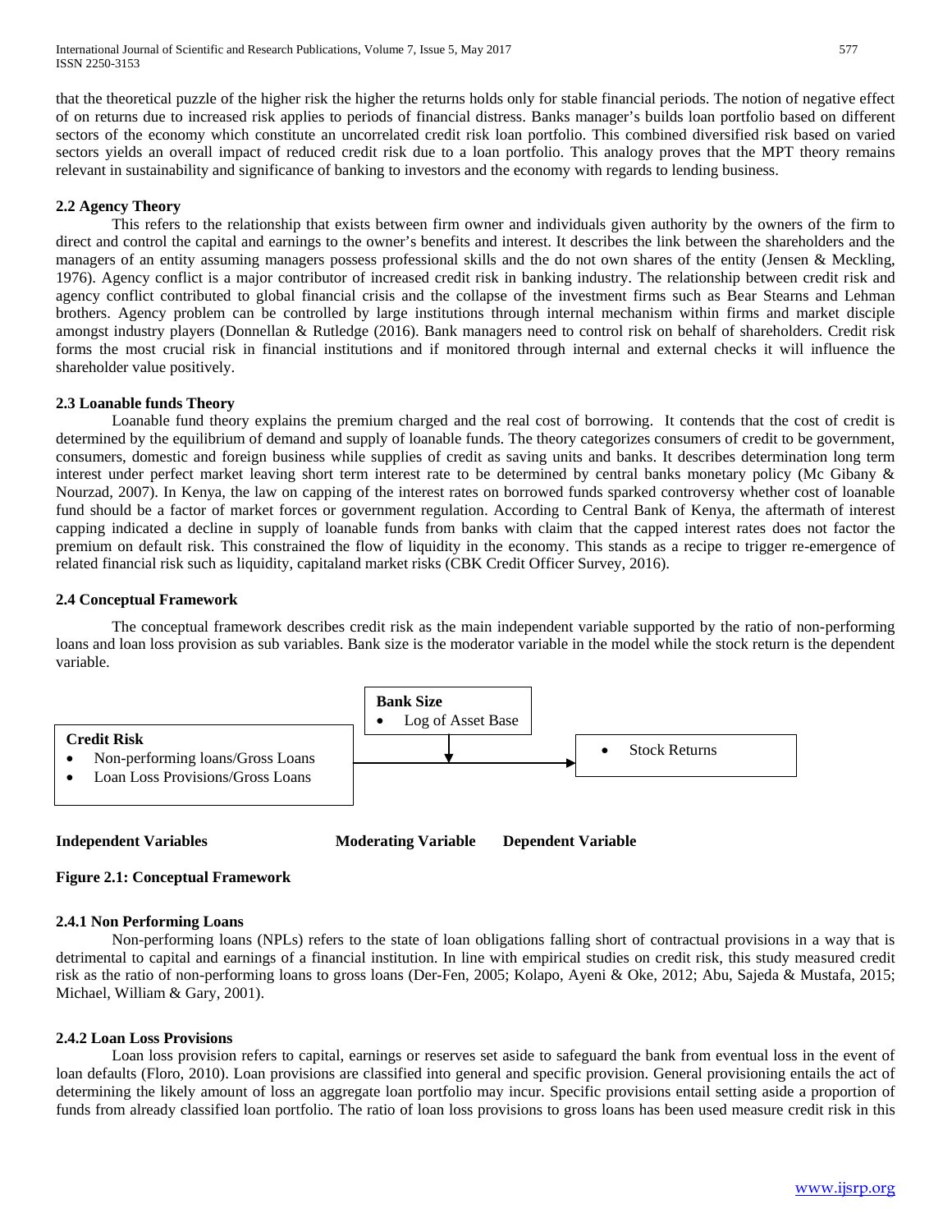that the theoretical puzzle of the higher risk the higher the returns holds only for stable financial periods. The notion of negative effect of on returns due to increased risk applies to periods of financial distress. Banks manager's builds loan portfolio based on different sectors of the economy which constitute an uncorrelated credit risk loan portfolio. This combined diversified risk based on varied sectors yields an overall impact of reduced credit risk due to a loan portfolio. This analogy proves that the MPT theory remains relevant in sustainability and significance of banking to investors and the economy with regards to lending business.

### 2.2 Agency Theory

This refers to the relationship that exists between firm owner and individuals given authority by the owners of the firm to direct and control the capital and earnings to the owner's benefits and interest. It describes the link between the shareholders and the managers of an entity assuming managers possess professional skills and the do not own shares of the entity (Jensen & Meckling, 1976). Agency conflict is a major contributor of increased credit risk in banking industry. The relationship between credit risk and agency conflict contributed to global financial crisis and the collapse of the investment firms such as Bear Stearns and Lehman brothers. Agency problem can be controlled by large institutions through internal mechanism within firms and market disciple amongst industry players (Donnellan & Rutledge (2016). Bank managers need to control risk on behalf of shareholders. Credit risk forms the most crucial risk in financial institutions and if monitored through internal and external checks it will influence the shareholder value positively.

### 2.3 Loanable funds Theory

Loanable fund theory explains the premium charged and the real cost of borrowing. It contends that the cost of credit is determined by the equilibrium of demand and supply of loanable funds. The theory categorizes consumers of credit to be government, consumers, domestic and foreign business while supplies of credit as saving units and banks. It describes determination long term interest under perfect market leaving short term interest rate to be determined by central banks monetary policy (Mc Gibany & Nourzad, 2007). In Kenya, the law on capping of the interest rates on borrowed funds sparked controversy whether cost of loanable fund should be a factor of market forces or government regulation. According to Central Bank of Kenya, the aftermath of interest capping indicated a decline in supply of loanable funds from banks with claim that the capped interest rates does not factor the premium on default risk. This constrained the flow of liquidity in the economy. This stands as a recipe to trigger re-emergence of related financial risk such as liquidity, capitaland market risks (CBK Credit Officer Survey, 2016).

### 2.4 Conceptual Framework

The conceptual framework describes credit risk as the main independent variable supported by the ratio of non-performing loans and loan loss provision as sub variables. Bank size is the moderator variable in the model while the stock return is the dependent variable.

**Credit Risk**
- Non-performing loans/Gross Loans
- Loan Loss Provisions/Gross Loans

**Bank Size**
- Log of Asset Base

- Stock Returns

**Independent Variables** **Moderating Variable** **Dependent Variable**

**Figure 2.1: Conceptual Framework**

#### 2.4.1 Non Performing Loans

Non-performing loans (NPLs) refers to the state of loan obligations falling short of contractual provisions in a way that is detrimental to capital and earnings of a financial institution. In line with empirical studies on credit risk, this study measured credit risk as the ratio of non-performing loans to gross loans (Der-Fen, 2005; Kolapo, Ayeni & Oke, 2012; Abu, Sajeda & Mustafa, 2015; Michael, William & Gary, 2001).

#### 2.4.2 Loan Loss Provisions

Loan loss provision refers to capital, earnings or reserves set aside to safeguard the bank from eventual loss in the event of loan defaults (Floro, 2010). Loan provisions are classified into general and specific provision. General provisioning entails the act of determining the likely amount of loss an aggregate loan portfolio may incur. Specific provisions entail setting aside a proportion of funds from already classified loan portfolio. The ratio of loan loss provisions to gross loans has been used measure credit risk in this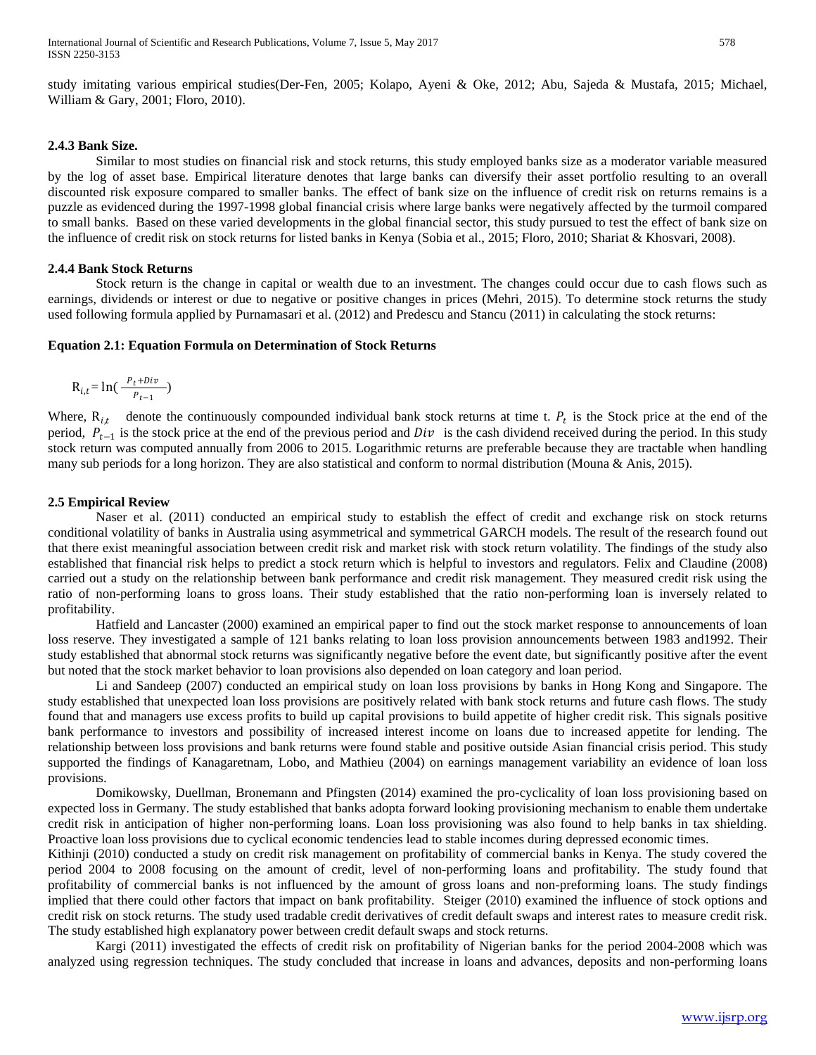study imitating various empirical studies(Der-Fen, 2005; Kolapo, Ayeni & Oke, 2012; Abu, Sajeda & Mustafa, 2015; Michael, William & Gary, 2001; Floro, 2010).

### 2.4.3 Bank Size.

Similar to most studies on financial risk and stock returns, this study employed banks size as a moderator variable measured by the log of asset base. Empirical literature denotes that large banks can diversify their asset portfolio resulting to an overall discounted risk exposure compared to smaller banks. The effect of bank size on the influence of credit risk on returns remains is a puzzle as evidenced during the 1997-1998 global financial crisis where large banks were negatively affected by the turmoil compared to small banks. Based on these varied developments in the global financial sector, this study pursued to test the effect of bank size on the influence of credit risk on stock returns for listed banks in Kenya (Sobia et al., 2015; Floro, 2010; Shariat & Khosvari, 2008).

### 2.4.4 Bank Stock Returns

Stock return is the change in capital or wealth due to an investment. The changes could occur due to cash flows such as earnings, dividends or interest or due to negative or positive changes in prices (Mehri, 2015). To determine stock returns the study used following formula applied by Purnamasari et al. (2012) and Predescu and Stancu (2011) in calculating the stock returns:

**Equation 2.1: Equation Formula on Determination of Stock Returns**

$$R_{i,t} = \ln\left(\frac{P_t + Div}{P_{t-1}}\right)$$

Where, $R_{i,t}$ denote the continuously compounded individual bank stock returns at time t. $P_t$ is the Stock price at the end of the period, $P_{t-1}$ is the stock price at the end of the previous period and $Div$ is the cash dividend received during the period. In this study stock return was computed annually from 2006 to 2015. Logarithmic returns are preferable because they are tractable when handling many sub periods for a long horizon. They are also statistical and conform to normal distribution (Mouna & Anis, 2015).

## 2.5 Empirical Review

Naser et al. (2011) conducted an empirical study to establish the effect of credit and exchange risk on stock returns conditional volatility of banks in Australia using asymmetrical and symmetrical GARCH models. The result of the research found out that there exist meaningful association between credit risk and market risk with stock return volatility. The findings of the study also established that financial risk helps to predict a stock return which is helpful to investors and regulators. Felix and Claudine (2008) carried out a study on the relationship between bank performance and credit risk management. They measured credit risk using the ratio of non-performing loans to gross loans. Their study established that the ratio non-performing loan is inversely related to profitability.

Hatfield and Lancaster (2000) examined an empirical paper to find out the stock market response to announcements of loan loss reserve. They investigated a sample of 121 banks relating to loan loss provision announcements between 1983 and1992. Their study established that abnormal stock returns was significantly negative before the event date, but significantly positive after the event but noted that the stock market behavior to loan provisions also depended on loan category and loan period.

Li and Sandeep (2007) conducted an empirical study on loan loss provisions by banks in Hong Kong and Singapore. The study established that unexpected loan loss provisions are positively related with bank stock returns and future cash flows. The study found that and managers use excess profits to build up capital provisions to build appetite of higher credit risk. This signals positive bank performance to investors and possibility of increased interest income on loans due to increased appetite for lending. The relationship between loss provisions and bank returns were found stable and positive outside Asian financial crisis period. This study supported the findings of Kanagaretnam, Lobo, and Mathieu (2004) on earnings management variability an evidence of loan loss provisions.

Domikowsky, Duellman, Bronemann and Pfingsten (2014) examined the pro-cyclicality of loan loss provisioning based on expected loss in Germany. The study established that banks adopta forward looking provisioning mechanism to enable them undertake credit risk in anticipation of higher non-performing loans. Loan loss provisioning was also found to help banks in tax shielding. Proactive loan loss provisions due to cyclical economic tendencies lead to stable incomes during depressed economic times.

Kithinji (2010) conducted a study on credit risk management on profitability of commercial banks in Kenya. The study covered the period 2004 to 2008 focusing on the amount of credit, level of non-performing loans and profitability. The study found that profitability of commercial banks is not influenced by the amount of gross loans and non-preforming loans. The study findings implied that there could other factors that impact on bank profitability. Steiger (2010) examined the influence of stock options and credit risk on stock returns. The study used tradable credit derivatives of credit default swaps and interest rates to measure credit risk. The study established high explanatory power between credit default swaps and stock returns.

Kargi (2011) investigated the effects of credit risk on profitability of Nigerian banks for the period 2004-2008 which was analyzed using regression techniques. The study concluded that increase in loans and advances, deposits and non-performing loans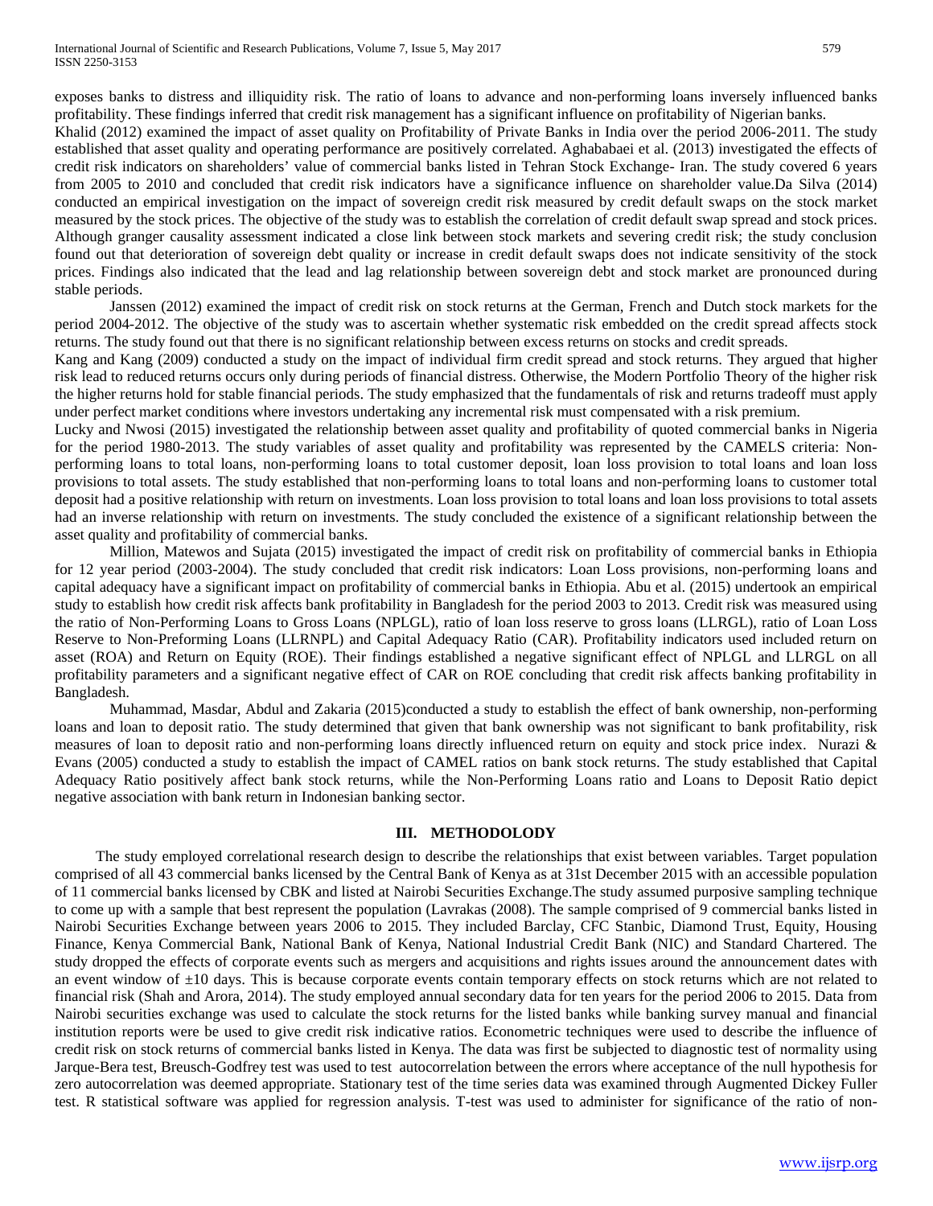exposes banks to distress and illiquidity risk. The ratio of loans to advance and non-performing loans inversely influenced banks profitability. These findings inferred that credit risk management has a significant influence on profitability of Nigerian banks.

Khalid (2012) examined the impact of asset quality on Profitability of Private Banks in India over the period 2006-2011. The study established that asset quality and operating performance are positively correlated. Aghababaei et al. (2013) investigated the effects of credit risk indicators on shareholders' value of commercial banks listed in Tehran Stock Exchange- Iran. The study covered 6 years from 2005 to 2010 and concluded that credit risk indicators have a significance influence on shareholder value.Da Silva (2014) conducted an empirical investigation on the impact of sovereign credit risk measured by credit default swaps on the stock market measured by the stock prices. The objective of the study was to establish the correlation of credit default swap spread and stock prices. Although granger causality assessment indicated a close link between stock markets and severing credit risk; the study conclusion found out that deterioration of sovereign debt quality or increase in credit default swaps does not indicate sensitivity of the stock prices. Findings also indicated that the lead and lag relationship between sovereign debt and stock market are pronounced during stable periods.

Janssen (2012) examined the impact of credit risk on stock returns at the German, French and Dutch stock markets for the period 2004-2012. The objective of the study was to ascertain whether systematic risk embedded on the credit spread affects stock returns. The study found out that there is no significant relationship between excess returns on stocks and credit spreads.

Kang and Kang (2009) conducted a study on the impact of individual firm credit spread and stock returns. They argued that higher risk lead to reduced returns occurs only during periods of financial distress. Otherwise, the Modern Portfolio Theory of the higher risk the higher returns hold for stable financial periods. The study emphasized that the fundamentals of risk and returns tradeoff must apply under perfect market conditions where investors undertaking any incremental risk must compensated with a risk premium.

Lucky and Nwosi (2015) investigated the relationship between asset quality and profitability of quoted commercial banks in Nigeria for the period 1980-2013. The study variables of asset quality and profitability was represented by the CAMELS criteria: Non-performing loans to total loans, non-performing loans to total customer deposit, loan loss provision to total loans and loan loss provisions to total assets. The study established that non-performing loans to total loans and non-performing loans to customer total deposit had a positive relationship with return on investments. Loan loss provision to total loans and loan loss provisions to total assets had an inverse relationship with return on investments. The study concluded the existence of a significant relationship between the asset quality and profitability of commercial banks.

Million, Matewos and Sujata (2015) investigated the impact of credit risk on profitability of commercial banks in Ethiopia for 12 year period (2003-2004). The study concluded that credit risk indicators: Loan Loss provisions, non-performing loans and capital adequacy have a significant impact on profitability of commercial banks in Ethiopia. Abu et al. (2015) undertook an empirical study to establish how credit risk affects bank profitability in Bangladesh for the period 2003 to 2013. Credit risk was measured using the ratio of Non-Performing Loans to Gross Loans (NPLGL), ratio of loan loss reserve to gross loans (LLRGL), ratio of Loan Loss Reserve to Non-Preforming Loans (LLRNPL) and Capital Adequacy Ratio (CAR). Profitability indicators used included return on asset (ROA) and Return on Equity (ROE). Their findings established a negative significant effect of NPLGL and LLRGL on all profitability parameters and a significant negative effect of CAR on ROE concluding that credit risk affects banking profitability in Bangladesh.

Muhammad, Masdar, Abdul and Zakaria (2015)conducted a study to establish the effect of bank ownership, non-performing loans and loan to deposit ratio. The study determined that given that bank ownership was not significant to bank profitability, risk measures of loan to deposit ratio and non-performing loans directly influenced return on equity and stock price index. Nurazi & Evans (2005) conducted a study to establish the impact of CAMEL ratios on bank stock returns. The study established that Capital Adequacy Ratio positively affect bank stock returns, while the Non-Performing Loans ratio and Loans to Deposit Ratio depict negative association with bank return in Indonesian banking sector.

## III. METHODOLODY

The study employed correlational research design to describe the relationships that exist between variables. Target population comprised of all 43 commercial banks licensed by the Central Bank of Kenya as at 31st December 2015 with an accessible population of 11 commercial banks licensed by CBK and listed at Nairobi Securities Exchange.The study assumed purposive sampling technique to come up with a sample that best represent the population (Lavrakas (2008). The sample comprised of 9 commercial banks listed in Nairobi Securities Exchange between years 2006 to 2015. They included Barclay, CFC Stanbic, Diamond Trust, Equity, Housing Finance, Kenya Commercial Bank, National Bank of Kenya, National Industrial Credit Bank (NIC) and Standard Chartered. The study dropped the effects of corporate events such as mergers and acquisitions and rights issues around the announcement dates with an event window of ±10 days. This is because corporate events contain temporary effects on stock returns which are not related to financial risk (Shah and Arora, 2014). The study employed annual secondary data for ten years for the period 2006 to 2015. Data from Nairobi securities exchange was used to calculate the stock returns for the listed banks while banking survey manual and financial institution reports were be used to give credit risk indicative ratios. Econometric techniques were used to describe the influence of credit risk on stock returns of commercial banks listed in Kenya. The data was first be subjected to diagnostic test of normality using Jarque-Bera test, Breusch-Godfrey test was used to test autocorrelation between the errors where acceptance of the null hypothesis for zero autocorrelation was deemed appropriate. Stationary test of the time series data was examined through Augmented Dickey Fuller test. R statistical software was applied for regression analysis. T-test was used to administer for significance of the ratio of non-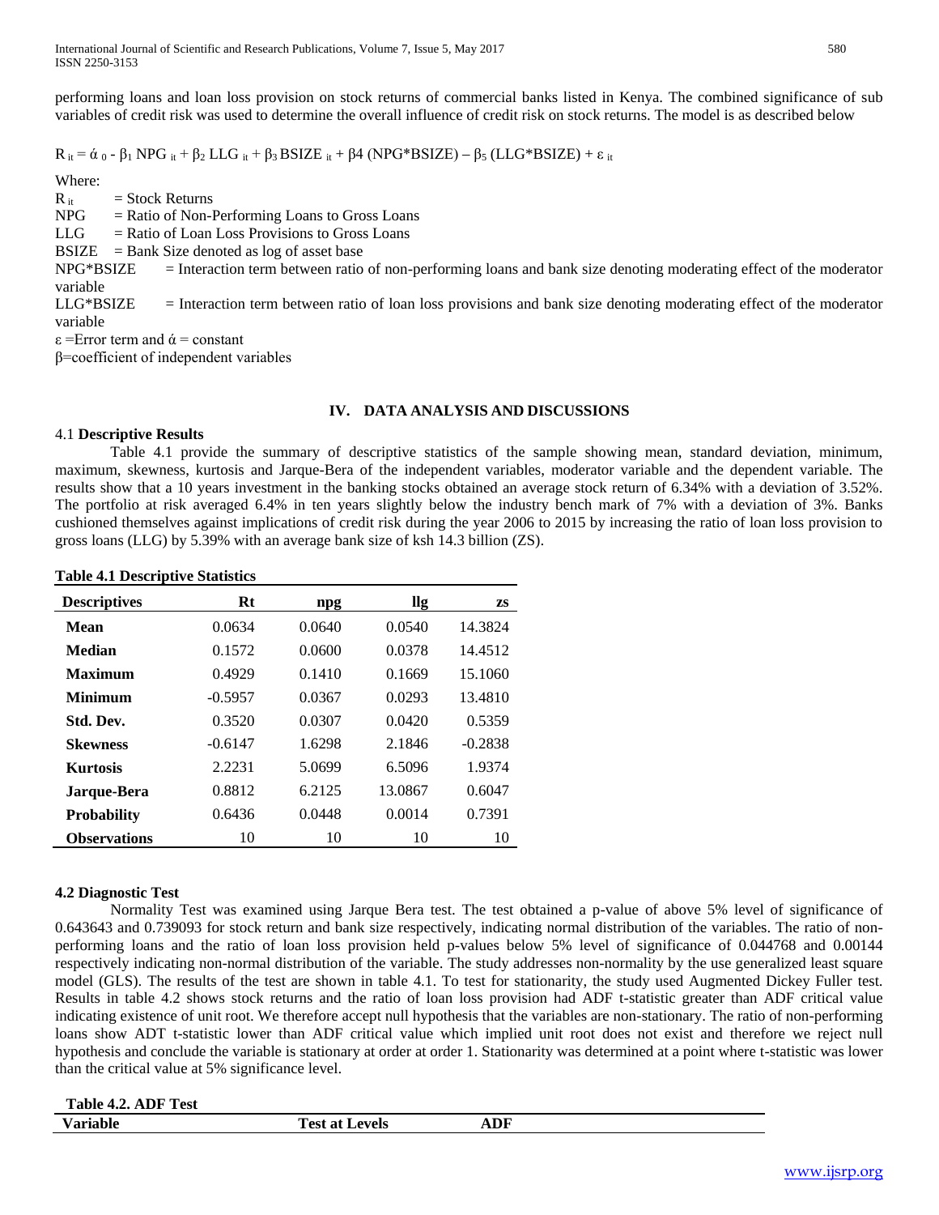performing loans and loan loss provision on stock returns of commercial banks listed in Kenya. The combined significance of sub variables of credit risk was used to determine the overall influence of credit risk on stock returns. The model is as described below

$$R_{it} = \acute{\alpha}_0 - \beta_1 NPG_{it} + \beta_2 LLG_{it} + \beta_3 BSIZE_{it} + \beta 4 (NPG*BSIZE) - \beta_5 (LLG*BSIZE) + \varepsilon_{it}$$

Where:

$R_{it}$ = Stock Returns
NPG = Ratio of Non-Performing Loans to Gross Loans
LLG = Ratio of Loan Loss Provisions to Gross Loans
BSIZE = Bank Size denoted as log of asset base
NPG*BSIZE = Interaction term between ratio of non-performing loans and bank size denoting moderating effect of the moderator variable
LLG*BSIZE = Interaction term between ratio of loan loss provisions and bank size denoting moderating effect of the moderator variable
ε =Error term and ά = constant
β=coefficient of independent variables

## IV. DATA ANALYSIS AND DISCUSSIONS

### 4.1 Descriptive Results

Table 4.1 provide the summary of descriptive statistics of the sample showing mean, standard deviation, minimum, maximum, skewness, kurtosis and Jarque-Bera of the independent variables, moderator variable and the dependent variable. The results show that a 10 years investment in the banking stocks obtained an average stock return of 6.34% with a deviation of 3.52%. The portfolio at risk averaged 6.4% in ten years slightly below the industry bench mark of 7% with a deviation of 3%. Banks cushioned themselves against implications of credit risk during the year 2006 to 2015 by increasing the ratio of loan loss provision to gross loans (LLG) by 5.39% with an average bank size of ksh 14.3 billion (ZS).

**Table 4.1 Descriptive Statistics**

| Descriptives | Rt | npg | llg | zs |
|---|---|---|---|---|
| **Mean** | 0.0634 | 0.0640 | 0.0540 | 14.3824 |
| **Median** | 0.1572 | 0.0600 | 0.0378 | 14.4512 |
| **Maximum** | 0.4929 | 0.1410 | 0.1669 | 15.1060 |
| **Minimum** | -0.5957 | 0.0367 | 0.0293 | 13.4810 |
| **Std. Dev.** | 0.3520 | 0.0307 | 0.0420 | 0.5359 |
| **Skewness** | -0.6147 | 1.6298 | 2.1846 | -0.2838 |
| **Kurtosis** | 2.2231 | 5.0699 | 6.5096 | 1.9374 |
| **Jarque-Bera** | 0.8812 | 6.2125 | 13.0867 | 0.6047 |
| **Probability** | 0.6436 | 0.0448 | 0.0014 | 0.7391 |
| **Observations** | 10 | 10 | 10 | 10 |

### 4.2 Diagnostic Test

Normality Test was examined using Jarque Bera test. The test obtained a p-value of above 5% level of significance of 0.643643 and 0.739093 for stock return and bank size respectively, indicating normal distribution of the variables. The ratio of non-performing loans and the ratio of loan loss provision held p-values below 5% level of significance of 0.044768 and 0.00144 respectively indicating non-normal distribution of the variable. The study addresses non-normality by the use generalized least square model (GLS). The results of the test are shown in table 4.1. To test for stationarity, the study used Augmented Dickey Fuller test. Results in table 4.2 shows stock returns and the ratio of loan loss provision had ADF t-statistic greater than ADF critical value indicating existence of unit root. We therefore accept null hypothesis that the variables are non-stationary. The ratio of non-performing loans show ADT t-statistic lower than ADF critical value which implied unit root does not exist and therefore we reject null hypothesis and conclude the variable is stationary at order at order 1. Stationarity was determined at a point where t-statistic was lower than the critical value at 5% significance level.

**Table 4.2. ADF Test**

| Variable | Test at Levels | ADF |
|---|---|---|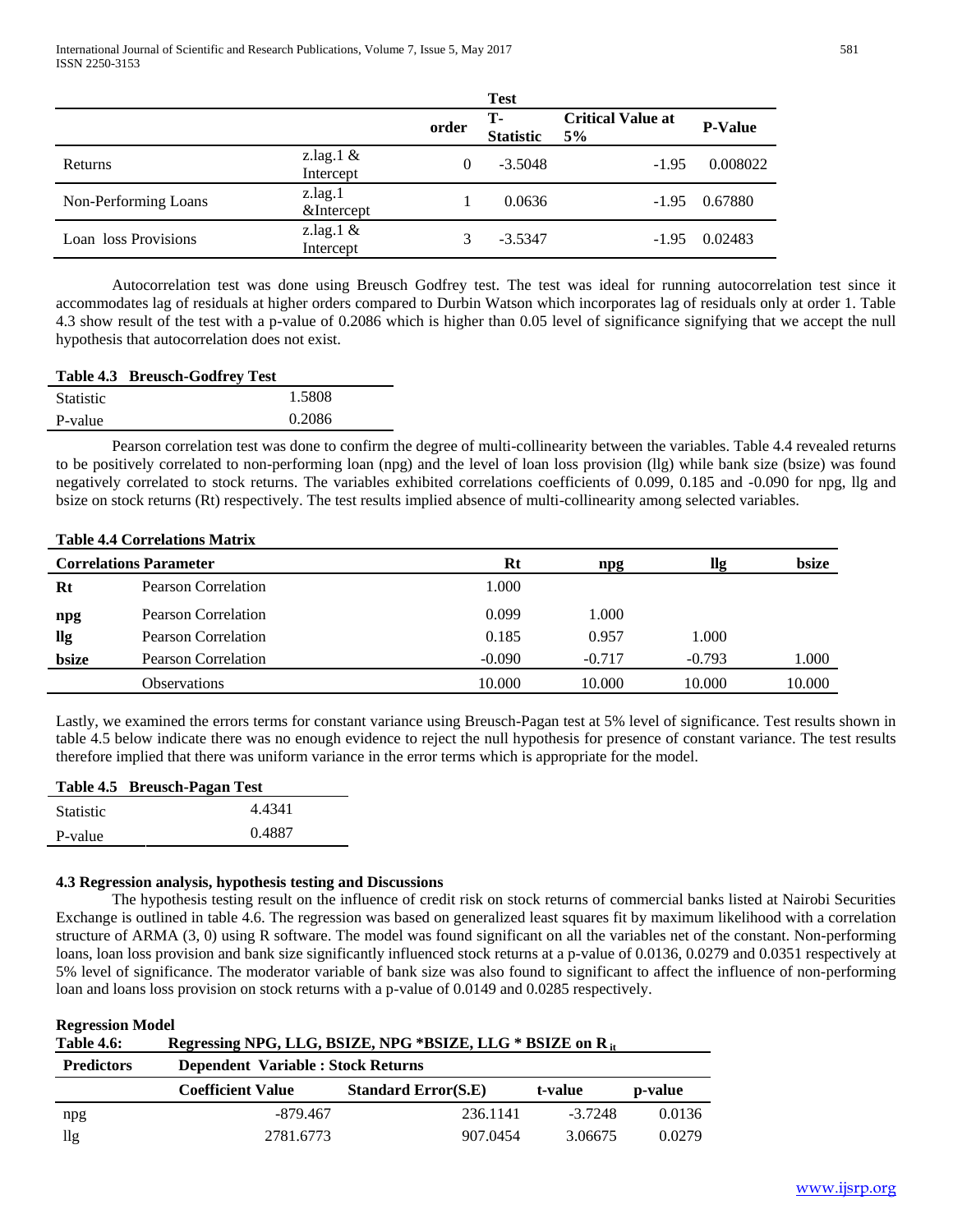| | | Test | | | |
|---|---|---|---|---|---|
| | | order | T-Statistic | Critical Value at 5% | P-Value |
| Returns | z.lag.1 & Intercept | 0 | -3.5048 | -1.95 | 0.008022 |
| Non-Performing Loans | z.lag.1 &Intercept | 1 | 0.0636 | -1.95 | 0.67880 |
| Loan loss Provisions | z.lag.1 & Intercept | 3 | -3.5347 | -1.95 | 0.02483 |

Autocorrelation test was done using Breusch Godfrey test. The test was ideal for running autocorrelation test since it accommodates lag of residuals at higher orders compared to Durbin Watson which incorporates lag of residuals only at order 1. Table 4.3 show result of the test with a p-value of 0.2086 which is higher than 0.05 level of significance signifying that we accept the null hypothesis that autocorrelation does not exist.

**Table 4.3 Breusch-Godfrey Test**

| | |
|---|---|
| Statistic | 1.5808 |
| P-value | 0.2086 |

Pearson correlation test was done to confirm the degree of multi-collinearity between the variables. Table 4.4 revealed returns to be positively correlated to non-performing loan (npg) and the level of loan loss provision (llg) while bank size (bsize) was found negatively correlated to stock returns. The variables exhibited correlations coefficients of 0.099, 0.185 and -0.090 for npg, llg and bsize on stock returns (Rt) respectively. The test results implied absence of multi-collinearity among selected variables.

**Table 4.4 Correlations Matrix**

| Correlations Parameter | | Rt | npg | llg | bsize |
|---|---|---|---|---|---|
| **Rt** | Pearson Correlation | 1.000 | | | |
| **npg** | Pearson Correlation | 0.099 | 1.000 | | |
| **llg** | Pearson Correlation | 0.185 | 0.957 | 1.000 | |
| **bsize** | Pearson Correlation | -0.090 | -0.717 | -0.793 | 1.000 |
| | Observations | 10.000 | 10.000 | 10.000 | 10.000 |

Lastly, we examined the errors terms for constant variance using Breusch-Pagan test at 5% level of significance. Test results shown in table 4.5 below indicate there was no enough evidence to reject the null hypothesis for presence of constant variance. The test results therefore implied that there was uniform variance in the error terms which is appropriate for the model.

**Table 4.5 Breusch-Pagan Test**

| | |
|---|---|
| Statistic | 4.4341 |
| P-value | 0.4887 |

### 4.3 Regression analysis, hypothesis testing and Discussions

The hypothesis testing result on the influence of credit risk on stock returns of commercial banks listed at Nairobi Securities Exchange is outlined in table 4.6. The regression was based on generalized least squares fit by maximum likelihood with a correlation structure of ARMA (3, 0) using R software. The model was found significant on all the variables net of the constant. Non-performing loans, loan loss provision and bank size significantly influenced stock returns at a p-value of 0.0136, 0.0279 and 0.0351 respectively at 5% level of significance. The moderator variable of bank size was also found to significant to affect the influence of non-performing loan and loans loss provision on stock returns with a p-value of 0.0149 and 0.0285 respectively.

**Regression Model**

**Table 4.6: Regressing NPG, LLG, BSIZE, NPG *BSIZE, LLG * BSIZE on $R_{it}$**

| Predictors | Dependent Variable : Stock Returns | | | |
|---|---|---|---|---|
| | Coefficient Value | Standard Error(S.E) | t-value | p-value |
| npg | -879.467 | 236.1141 | -3.7248 | 0.0136 |
| llg | 2781.6773 | 907.0454 | 3.06675 | 0.0279 |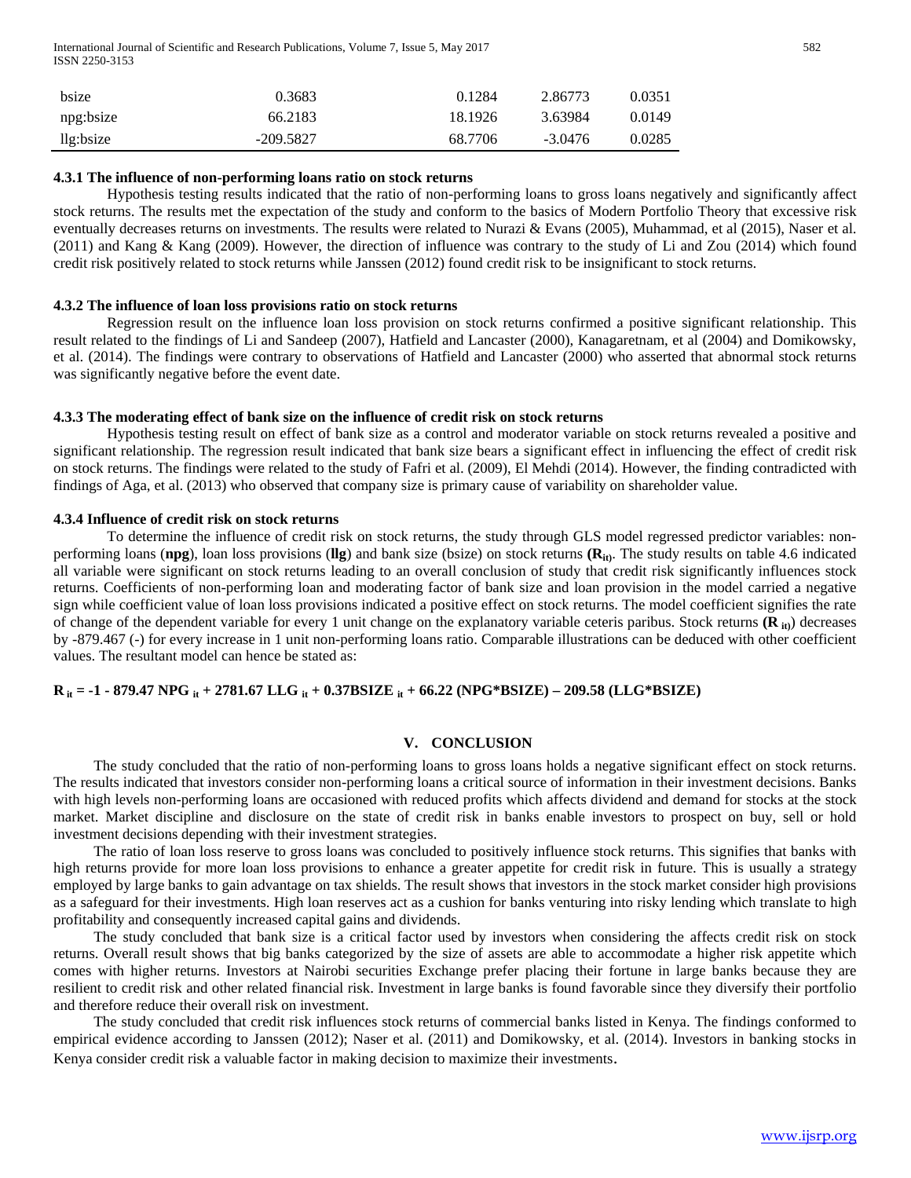| | | | | |
|---|---|---|---|---|
| bsize | 0.3683 | 0.1284 | 2.86773 | 0.0351 |
| npg:bsize | 66.2183 | 18.1926 | 3.63984 | 0.0149 |
| llg:bsize | -209.5827 | 68.7706 | -3.0476 | 0.0285 |

#### 4.3.1 The influence of non-performing loans ratio on stock returns

Hypothesis testing results indicated that the ratio of non-performing loans to gross loans negatively and significantly affect stock returns. The results met the expectation of the study and conform to the basics of Modern Portfolio Theory that excessive risk eventually decreases returns on investments. The results were related to Nurazi & Evans (2005), Muhammad, et al (2015), Naser et al. (2011) and Kang & Kang (2009). However, the direction of influence was contrary to the study of Li and Zou (2014) which found credit risk positively related to stock returns while Janssen (2012) found credit risk to be insignificant to stock returns.

#### 4.3.2 The influence of loan loss provisions ratio on stock returns

Regression result on the influence loan loss provision on stock returns confirmed a positive significant relationship. This result related to the findings of Li and Sandeep (2007), Hatfield and Lancaster (2000), Kanagaretnam, et al (2004) and Domikowsky, et al. (2014). The findings were contrary to observations of Hatfield and Lancaster (2000) who asserted that abnormal stock returns was significantly negative before the event date.

#### 4.3.3 The moderating effect of bank size on the influence of credit risk on stock returns

Hypothesis testing result on effect of bank size as a control and moderator variable on stock returns revealed a positive and significant relationship. The regression result indicated that bank size bears a significant effect in influencing the effect of credit risk on stock returns. The findings were related to the study of Fafri et al. (2009), El Mehdi (2014). However, the finding contradicted with findings of Aga, et al. (2013) who observed that company size is primary cause of variability on shareholder value.

#### 4.3.4 Influence of credit risk on stock returns

To determine the influence of credit risk on stock returns, the study through GLS model regressed predictor variables: non-performing loans (**npg**), loan loss provisions (**llg**) and bank size (bsize) on stock returns **($R_{it}$)**. The study results on table 4.6 indicated all variable were significant on stock returns leading to an overall conclusion of study that credit risk significantly influences stock returns. Coefficients of non-performing loan and moderating factor of bank size and loan provision in the model carried a negative sign while coefficient value of loan loss provisions indicated a positive effect on stock returns. The model coefficient signifies the rate of change of the dependent variable for every 1 unit change on the explanatory variable ceteris paribus. Stock returns **($R_{it}$)** decreases by -879.467 (-) for every increase in 1 unit non-performing loans ratio. Comparable illustrations can be deduced with other coefficient values. The resultant model can hence be stated as:

$$R_{it} = -1 - 879.47\, NPG_{it} + 2781.67\, LLG_{it} + 0.37 BSIZE_{it} + 66.22\, (NPG*BSIZE) - 209.58\, (LLG*BSIZE)$$

## V. CONCLUSION

The study concluded that the ratio of non-performing loans to gross loans holds a negative significant effect on stock returns. The results indicated that investors consider non-performing loans a critical source of information in their investment decisions. Banks with high levels non-performing loans are occasioned with reduced profits which affects dividend and demand for stocks at the stock market. Market discipline and disclosure on the state of credit risk in banks enable investors to prospect on buy, sell or hold investment decisions depending with their investment strategies.

The ratio of loan loss reserve to gross loans was concluded to positively influence stock returns. This signifies that banks with high returns provide for more loan loss provisions to enhance a greater appetite for credit risk in future. This is usually a strategy employed by large banks to gain advantage on tax shields. The result shows that investors in the stock market consider high provisions as a safeguard for their investments. High loan reserves act as a cushion for banks venturing into risky lending which translate to high profitability and consequently increased capital gains and dividends.

The study concluded that bank size is a critical factor used by investors when considering the affects credit risk on stock returns. Overall result shows that big banks categorized by the size of assets are able to accommodate a higher risk appetite which comes with higher returns. Investors at Nairobi securities Exchange prefer placing their fortune in large banks because they are resilient to credit risk and other related financial risk. Investment in large banks is found favorable since they diversify their portfolio and therefore reduce their overall risk on investment.

The study concluded that credit risk influences stock returns of commercial banks listed in Kenya. The findings conformed to empirical evidence according to Janssen (2012); Naser et al. (2011) and Domikowsky, et al. (2014). Investors in banking stocks in Kenya consider credit risk a valuable factor in making decision to maximize their investments.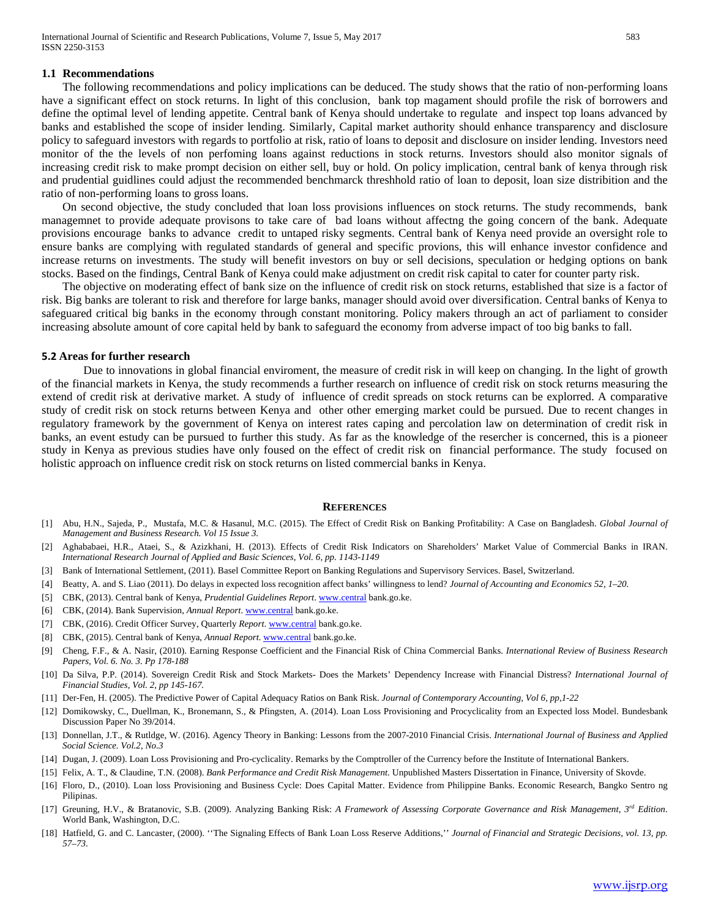### 1.1 Recommendations

The following recommendations and policy implications can be deduced. The study shows that the ratio of non-performing loans have a significant effect on stock returns. In light of this conclusion, bank top magament should profile the risk of borrowers and define the optimal level of lending appetite. Central bank of Kenya should undertake to regulate and inspect top loans advanced by banks and established the scope of insider lending. Similarly, Capital market authority should enhance transparency and disclosure policy to safeguard investors with regards to portfolio at risk, ratio of loans to deposit and disclosure on insider lending. Investors need monitor of the the levels of non perfoming loans against reductions in stock returns. Investors should also monitor signals of increasing credit risk to make prompt decision on either sell, buy or hold. On policy implication, central bank of kenya through risk and prudential guidlines could adjust the recommended benchmarck threshhold ratio of loan to deposit, loan size distribition and the ratio of non-performing loans to gross loans.

On second objective, the study concluded that loan loss provisions influences on stock returns. The study recommends, bank managemnet to provide adequate provisons to take care of bad loans without affectng the going concern of the bank. Adequate provisions encourage banks to advance credit to untaped risky segments. Central bank of Kenya need provide an oversight role to ensure banks are complying with regulated standards of general and specific provions, this will enhance investor confidence and increase returns on investments. The study will benefit investors on buy or sell decisions, speculation or hedging options on bank stocks. Based on the findings, Central Bank of Kenya could make adjustment on credit risk capital to cater for counter party risk.

The objective on moderating effect of bank size on the influence of credit risk on stock returns, established that size is a factor of risk. Big banks are tolerant to risk and therefore for large banks, manager should avoid over diversification. Central banks of Kenya to safeguared critical big banks in the economy through constant monitoring. Policy makers through an act of parliament to consider increasing absolute amount of core capital held by bank to safeguard the economy from adverse impact of too big banks to fall.

### 5.2 Areas for further research

Due to innovations in global financial enviroment, the measure of credit risk in will keep on changing. In the light of growth of the financial markets in Kenya, the study recommends a further research on influence of credit risk on stock returns measuring the extend of credit risk at derivative market. A study of influence of credit spreads on stock returns can be explorred. A comparative study of credit risk on stock returns between Kenya and other other emerging market could be pursued. Due to recent changes in regulatory framework by the government of Kenya on interest rates caping and percolation law on determination of credit risk in banks, an event estudy can be pursued to further this study. As far as the knowledge of the resercher is concerned, this is a pioneer study in Kenya as previous studies have only foused on the effect of credit risk on financial performance. The study focused on holistic approach on influence credit risk on stock returns on listed commercial banks in Kenya.

## REFERENCES

[1] Abu, H.N., Sajeda, P., Mustafa, M.C. & Hasanul, M.C. (2015). The Effect of Credit Risk on Banking Profitability: A Case on Bangladesh. *Global Journal of Management and Business Research. Vol 15 Issue 3.*

[2] Aghababaei, H.R., Ataei, S., & Azizkhani, H. (2013). Effects of Credit Risk Indicators on Shareholders' Market Value of Commercial Banks in IRAN. *International Research Journal of Applied and Basic Sciences, Vol. 6, pp. 1143-1149*

[3] Bank of International Settlement, (2011). Basel Committee Report on Banking Regulations and Supervisory Services. Basel, Switzerland.

[4] Beatty, A. and S. Liao (2011). Do delays in expected loss recognition affect banks' willingness to lend? *Journal of Accounting and Economics 52, 1–20.*

[5] CBK, (2013). Central bank of Kenya, *Prudential Guidelines Report*. www.central bank.go.ke.

[6] CBK, (2014). Bank Supervision, *Annual Report*. www.central bank.go.ke.

[7] CBK, (2016). Credit Officer Survey, Quarterly *Report*. www.central bank.go.ke.

[8] CBK, (2015). Central bank of Kenya, *Annual Report*. www.central bank.go.ke.

[9] Cheng, F.F., & A. Nasir, (2010). Earning Response Coefficient and the Financial Risk of China Commercial Banks. *International Review of Business Research Papers, Vol. 6. No. 3. Pp 178-188*

[10] Da Silva, P.P. (2014). Sovereign Credit Risk and Stock Markets- Does the Markets' Dependency Increase with Financial Distress? *International Journal of Financial Studies, Vol. 2, pp 145-167.*

[11] Der-Fen, H. (2005). The Predictive Power of Capital Adequacy Ratios on Bank Risk. *Journal of Contemporary Accounting, Vol 6, pp,1-22*

[12] Domikowsky, C., Duellman, K., Bronemann, S., & Pfingsten, A. (2014). Loan Loss Provisioning and Procyclicality from an Expected loss Model. Bundesbank Discussion Paper No 39/2014.

[13] Donnellan, J.T., & Rutldge, W. (2016). Agency Theory in Banking: Lessons from the 2007-2010 Financial Crisis. *International Journal of Business and Applied Social Science. Vol.2, No.3*

[14] Dugan, J. (2009). Loan Loss Provisioning and Pro-cyclicality. Remarks by the Comptroller of the Currency before the Institute of International Bankers.

[15] Felix, A. T., & Claudine, T.N. (2008). *Bank Performance and Credit Risk Management.* Unpublished Masters Dissertation in Finance, University of Skovde.

[16] Floro, D., (2010). Loan loss Provisioning and Business Cycle: Does Capital Matter. Evidence from Philippine Banks. Economic Research, Bangko Sentro ng Pilipinas.

[17] Greuning, H.V., & Bratanovic, S.B. (2009). Analyzing Banking Risk: *A Framework of Assessing Corporate Governance and Risk Management, 3rd Edition*. World Bank, Washington, D.C.

[18] Hatfield, G. and C. Lancaster, (2000). ''The Signaling Effects of Bank Loan Loss Reserve Additions,'' *Journal of Financial and Strategic Decisions, vol. 13, pp. 57–73.*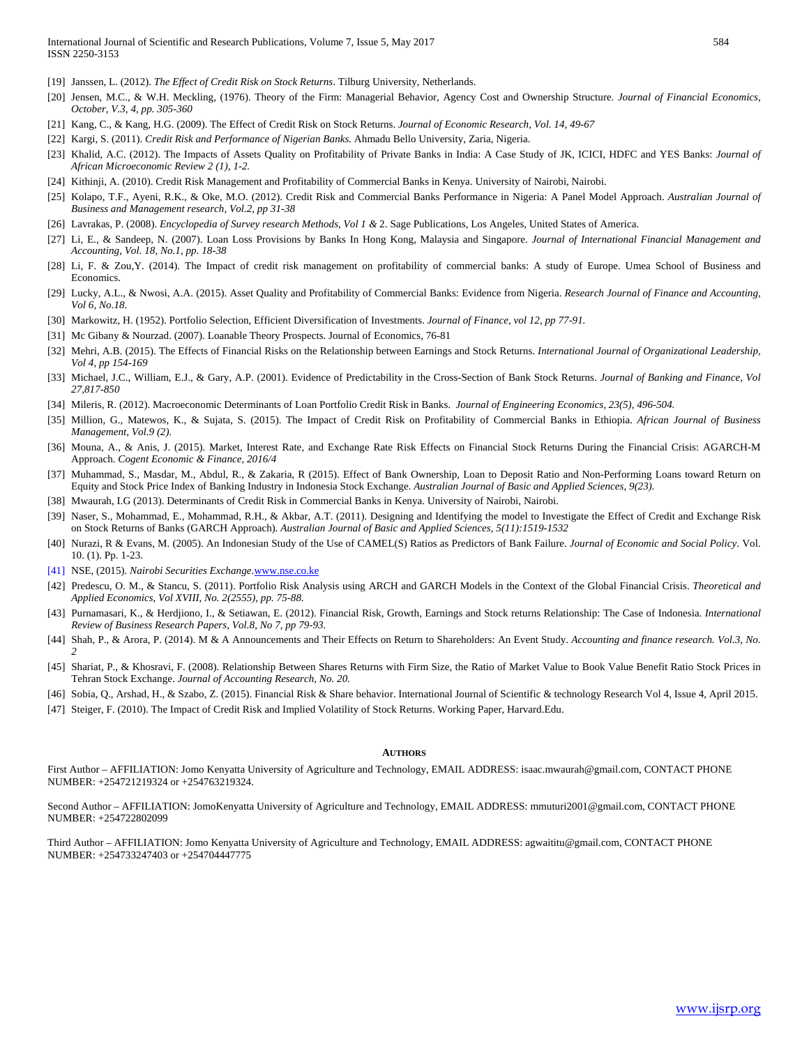[19] Janssen, L. (2012). *The Effect of Credit Risk on Stock Returns*. Tilburg University, Netherlands.

[20] Jensen, M.C., & W.H. Meckling, (1976). Theory of the Firm: Managerial Behavior, Agency Cost and Ownership Structure. *Journal of Financial Economics, October, V.3, 4, pp. 305-360*

[21] Kang, C., & Kang, H.G. (2009). The Effect of Credit Risk on Stock Returns. *Journal of Economic Research, Vol. 14, 49-67*

[22] Kargi, S. (2011). *Credit Risk and Performance of Nigerian Banks.* Ahmadu Bello University, Zaria, Nigeria.

[23] Khalid, A.C. (2012). The Impacts of Assets Quality on Profitability of Private Banks in India: A Case Study of JK, ICICI, HDFC and YES Banks: *Journal of African Microeconomic Review 2 (1), 1-2.*

[24] Kithinji, A. (2010). Credit Risk Management and Profitability of Commercial Banks in Kenya. University of Nairobi, Nairobi.

[25] Kolapo, T.F., Ayeni, R.K., & Oke, M.O. (2012). Credit Risk and Commercial Banks Performance in Nigeria: A Panel Model Approach. *Australian Journal of Business and Management research, Vol.2, pp 31-38*

[26] Lavrakas, P. (2008). *Encyclopedia of Survey research Methods, Vol 1 &* 2. Sage Publications, Los Angeles, United States of America.

[27] Li, E., & Sandeep, N. (2007). Loan Loss Provisions by Banks In Hong Kong, Malaysia and Singapore. *Journal of International Financial Management and Accounting, Vol. 18, No.1, pp. 18-38*

[28] Li, F. & Zou,Y. (2014). The Impact of credit risk management on profitability of commercial banks: A study of Europe. Umea School of Business and Economics.

[29] Lucky, A.L., & Nwosi, A.A. (2015). Asset Quality and Profitability of Commercial Banks: Evidence from Nigeria. *Research Journal of Finance and Accounting, Vol 6, No.18.*

[30] Markowitz, H. (1952). Portfolio Selection, Efficient Diversification of Investments. *Journal of Finance, vol 12, pp 77-91.*

[31] Mc Gibany & Nourzad. (2007). Loanable Theory Prospects. Journal of Economics, 76-81

[32] Mehri, A.B. (2015). The Effects of Financial Risks on the Relationship between Earnings and Stock Returns. *International Journal of Organizational Leadership, Vol 4, pp 154-169*

[33] Michael, J.C., William, E.J., & Gary, A.P. (2001). Evidence of Predictability in the Cross-Section of Bank Stock Returns. *Journal of Banking and Finance, Vol 27,817-850*

[34] Mileris, R. (2012). Macroeconomic Determinants of Loan Portfolio Credit Risk in Banks. *Journal of Engineering Economics, 23(5), 496-504.*

[35] Million, G., Matewos, K., & Sujata, S. (2015). The Impact of Credit Risk on Profitability of Commercial Banks in Ethiopia. *African Journal of Business Management, Vol.9 (2).*

[36] Mouna, A., & Anis, J. (2015). Market, Interest Rate, and Exchange Rate Risk Effects on Financial Stock Returns During the Financial Crisis: AGARCH-M Approach. *Cogent Economic & Finance, 2016/4*

[37] Muhammad, S., Masdar, M., Abdul, R., & Zakaria, R (2015). Effect of Bank Ownership, Loan to Deposit Ratio and Non-Performing Loans toward Return on Equity and Stock Price Index of Banking Industry in Indonesia Stock Exchange. *Australian Journal of Basic and Applied Sciences, 9(23).*

[38] Mwaurah, I.G (2013). Determinants of Credit Risk in Commercial Banks in Kenya. University of Nairobi, Nairobi.

[39] Naser, S., Mohammad, E., Mohammad, R.H., & Akbar, A.T. (2011). Designing and Identifying the model to Investigate the Effect of Credit and Exchange Risk on Stock Returns of Banks (GARCH Approach). *Australian Journal of Basic and Applied Sciences, 5(11):1519-1532*

[40] Nurazi, R & Evans, M. (2005). An Indonesian Study of the Use of CAMEL(S) Ratios as Predictors of Bank Failure. *Journal of Economic and Social Policy*. Vol. 10. (1). Pp. 1-23.

[41] NSE, (2015). *Nairobi Securities Exchange*.www.nse.co.ke

[42] Predescu, O. M., & Stancu, S. (2011). Portfolio Risk Analysis using ARCH and GARCH Models in the Context of the Global Financial Crisis. *Theoretical and Applied Economics, Vol XVIII, No. 2(2555), pp. 75-88.*

[43] Purnamasari, K., & Herdjiono, I., & Setiawan, E. (2012). Financial Risk, Growth, Earnings and Stock returns Relationship: The Case of Indonesia. *International Review of Business Research Papers, Vol.8, No 7, pp 79-93.*

[44] Shah, P., & Arora, P. (2014). M & A Announcements and Their Effects on Return to Shareholders: An Event Study. *Accounting and finance research. Vol.3, No. 2*

[45] Shariat, P., & Khosravi, F. (2008). Relationship Between Shares Returns with Firm Size, the Ratio of Market Value to Book Value Benefit Ratio Stock Prices in Tehran Stock Exchange. *Journal of Accounting Research, No. 20.*

[46] Sobia, Q., Arshad, H., & Szabo, Z. (2015). Financial Risk & Share behavior. International Journal of Scientific & technology Research Vol 4, Issue 4, April 2015.

[47] Steiger, F. (2010). The Impact of Credit Risk and Implied Volatility of Stock Returns. Working Paper, Harvard.Edu.

## AUTHORS

First Author – AFFILIATION: Jomo Kenyatta University of Agriculture and Technology, EMAIL ADDRESS: isaac.mwaurah@gmail.com, CONTACT PHONE NUMBER: +254721219324 or +254763219324.

Second Author – AFFILIATION: JomoKenyatta University of Agriculture and Technology, EMAIL ADDRESS: mmuturi2001@gmail.com, CONTACT PHONE NUMBER: +254722802099

Third Author – AFFILIATION: Jomo Kenyatta University of Agriculture and Technology, EMAIL ADDRESS: agwaititu@gmail.com, CONTACT PHONE NUMBER: +254733247403 or +254704447775